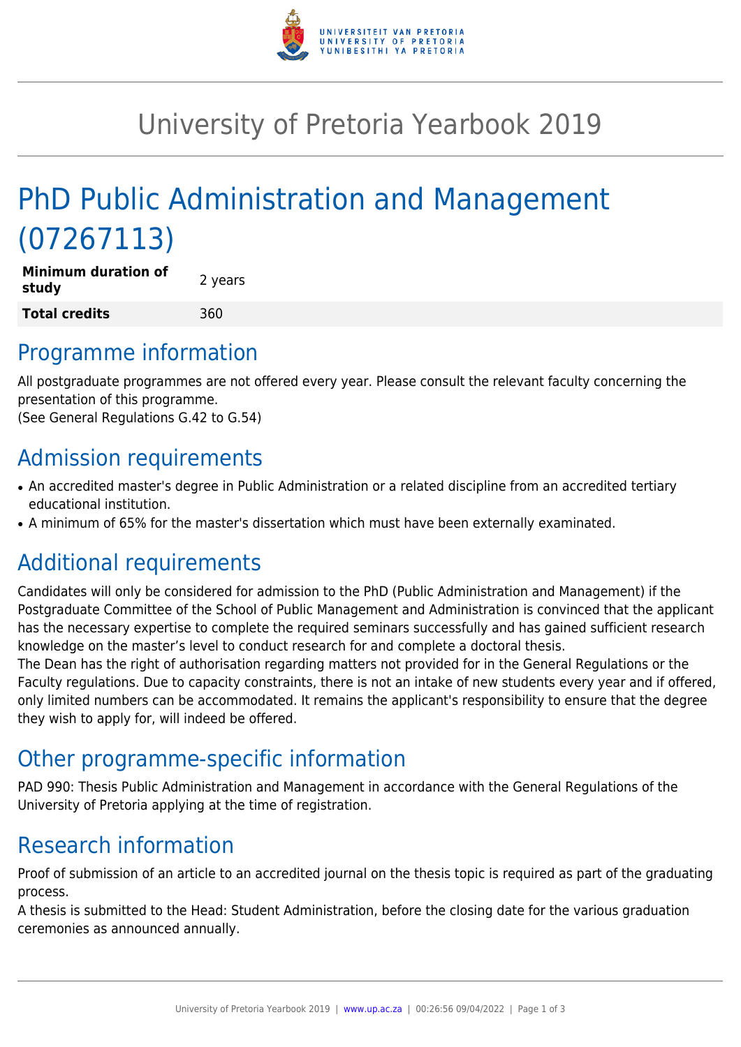# University of Pretoria Yearbook 2019

# PhD Public Administration and Management (07267113)

| **Minimum duration of study** | 2 years |
|---|---|
| **Total credits** | 360 |

## Programme information

All postgraduate programmes are not offered every year. Please consult the relevant faculty concerning the presentation of this programme.
(See General Regulations G.42 to G.54)

## Admission requirements

- An accredited master's degree in Public Administration or a related discipline from an accredited tertiary educational institution.
- A minimum of 65% for the master's dissertation which must have been externally examinated.

## Additional requirements

Candidates will only be considered for admission to the PhD (Public Administration and Management) if the Postgraduate Committee of the School of Public Management and Administration is convinced that the applicant has the necessary expertise to complete the required seminars successfully and has gained sufficient research knowledge on the master's level to conduct research for and complete a doctoral thesis.
The Dean has the right of authorisation regarding matters not provided for in the General Regulations or the Faculty regulations. Due to capacity constraints, there is not an intake of new students every year and if offered, only limited numbers can be accommodated. It remains the applicant's responsibility to ensure that the degree they wish to apply for, will indeed be offered.

## Other programme-specific information

PAD 990: Thesis Public Administration and Management in accordance with the General Regulations of the University of Pretoria applying at the time of registration.

## Research information

Proof of submission of an article to an accredited journal on the thesis topic is required as part of the graduating process.
A thesis is submitted to the Head: Student Administration, before the closing date for the various graduation ceremonies as announced annually.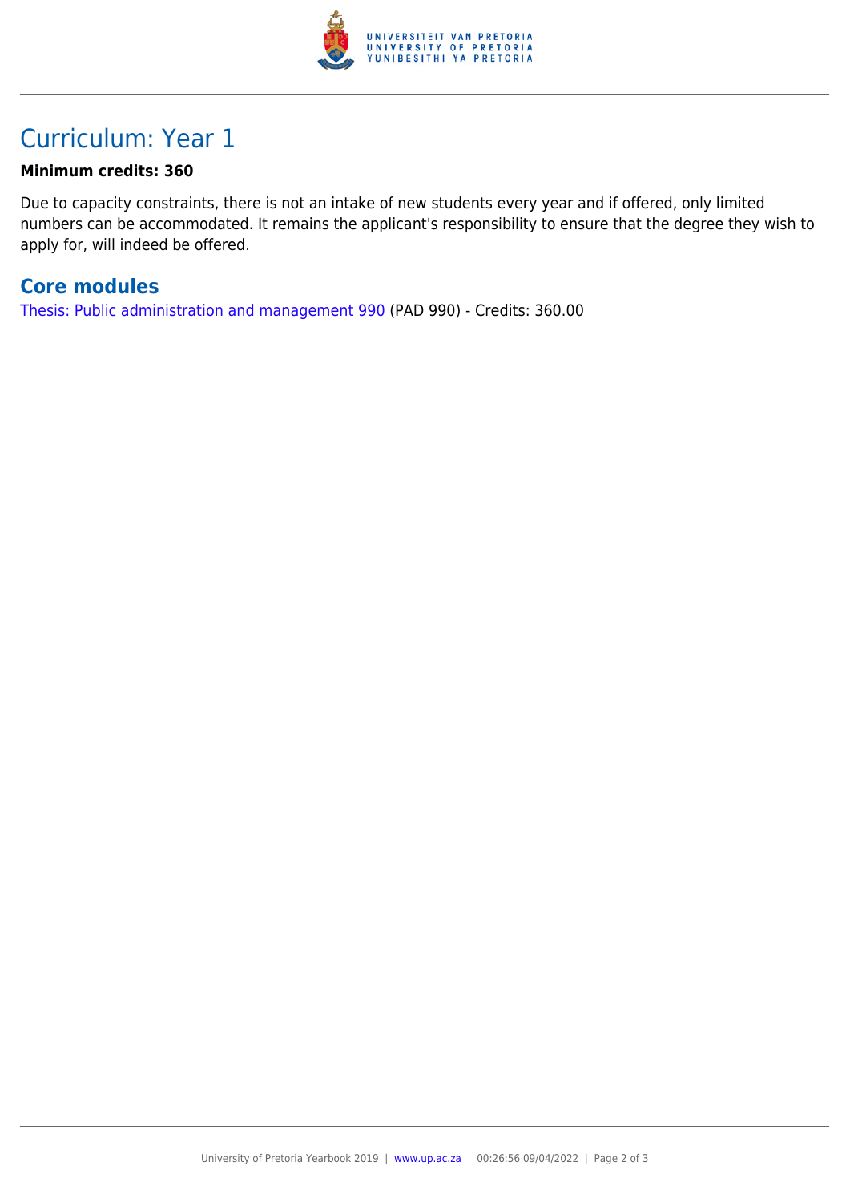# Curriculum: Year 1

**Minimum credits: 360**

Due to capacity constraints, there is not an intake of new students every year and if offered, only limited numbers can be accommodated. It remains the applicant's responsibility to ensure that the degree they wish to apply for, will indeed be offered.

## Core modules

Thesis: Public administration and management 990 (PAD 990) - Credits: 360.00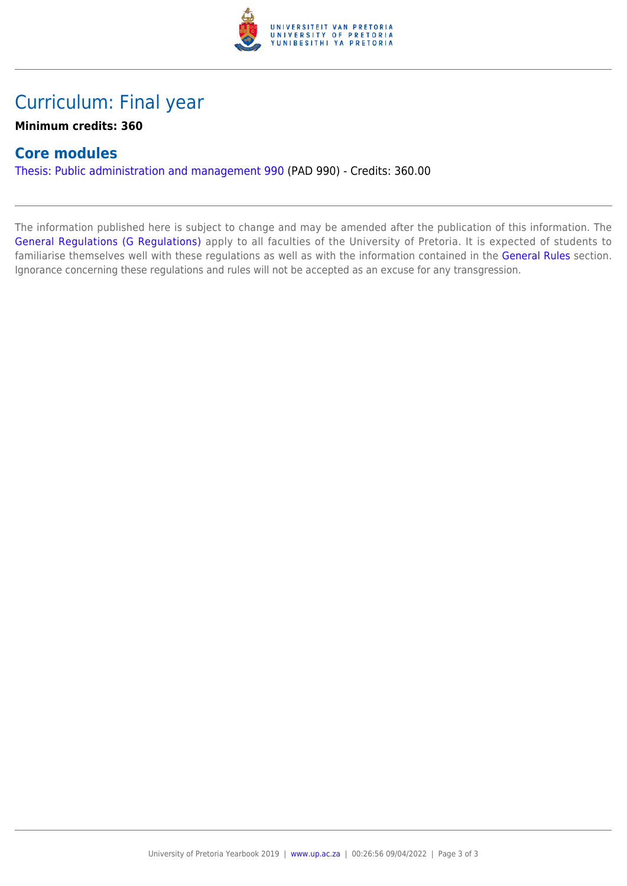# Curriculum: Final year

**Minimum credits: 360**

## Core modules

Thesis: Public administration and management 990 (PAD 990) - Credits: 360.00

The information published here is subject to change and may be amended after the publication of this information. The General Regulations (G Regulations) apply to all faculties of the University of Pretoria. It is expected of students to familiarise themselves well with these regulations as well as with the information contained in the General Rules section. Ignorance concerning these regulations and rules will not be accepted as an excuse for any transgression.